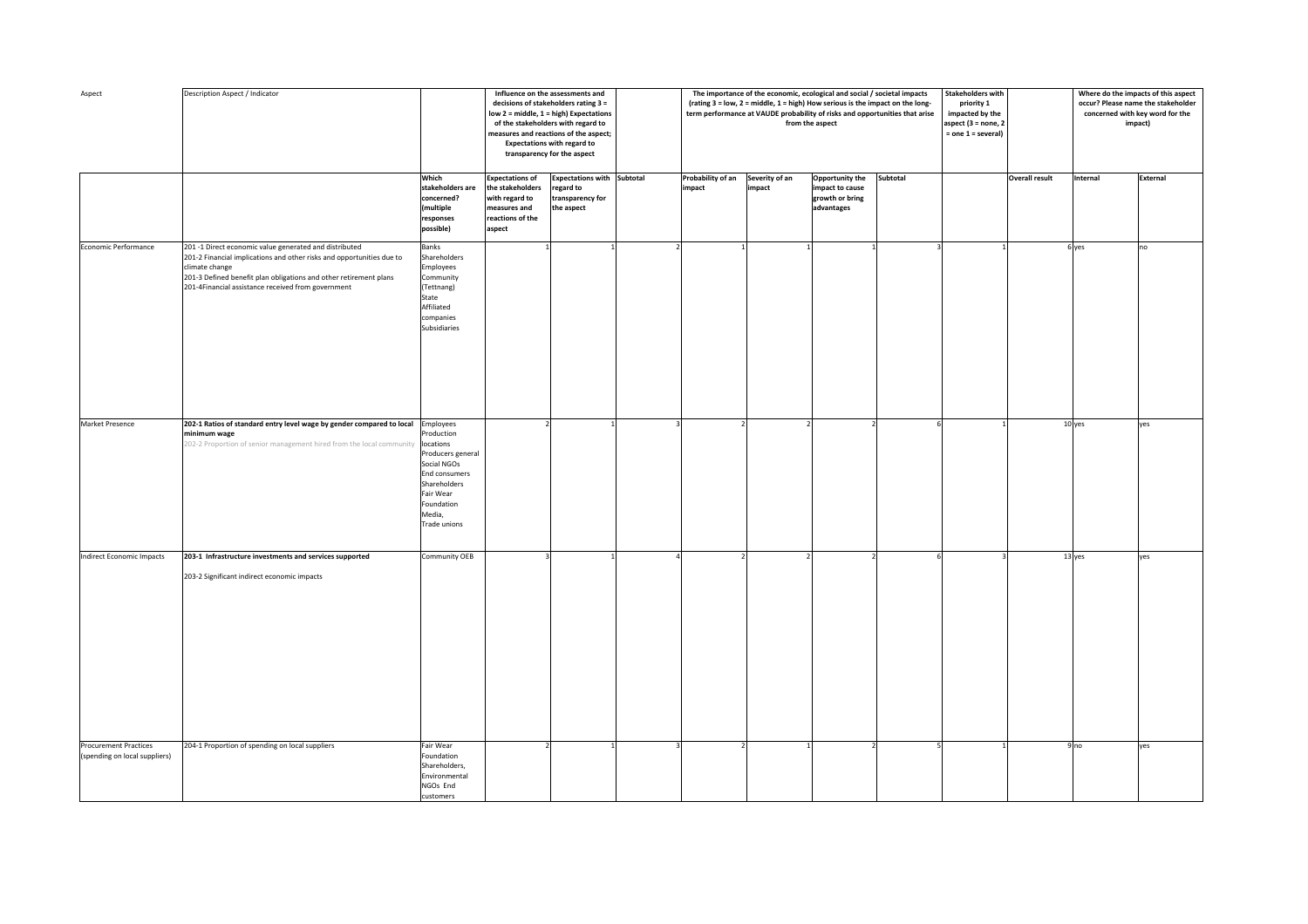| Aspect | Description Aspect / Indicator | | Influence on the assessments and decisions of stakeholders rating 3 = low 2 = middle, 1 = high) Expectations of the stakeholders with regard to measures and reactions of the aspect; Expectations with regard to transparency for the aspect | | | The importance of the economic, ecological and social / societal impacts (rating 3 = low, 2 = middle, 1 = high) How serious is the impact on the long-term performance at VAUDE probability of risks and opportunities that arise from the aspect | | | | Stakeholders with priority 1 impacted by the aspect (3 = none, 2 = one 1 = several) | | Where do the impacts of this aspect occur? Please name the stakeholder concerned with key word for the impact) | |
|---|---|---|---|---|---|---|---|---|---|---|---|---|---|
| | | Which stakeholders are concerned? (multiple responses possible) | Expectations of the stakeholders with regard to measures and reactions of the aspect | Expectations with regard to transparency for the aspect | Subtotal | Probability of an impact | Severity of an impact | Opportunity the impact to cause growth or bring advantages | Subtotal | | Overall result | Internal | External |
| Economic Performance | 201 -1 Direct economic value generated and distributed<br>201-2 Financial implications and other risks and opportunities due to climate change<br>201-3 Defined benefit plan obligations and other retirement plans<br>201-4Financial assistance received from government | Banks<br>Shareholders<br>Employees<br>Community (Tettnang)<br>State<br>Affiliated companies<br>Subsidiaries | 1 | 1 | 2 | 1 | 1 | 1 | 3 | 1 | 6 | yes | no |
| Market Presence | **202-1 Ratios of standard entry level wage by gender compared to local minimum wage**<br>202-2 Proportion of senior management hired from the local community | Employees<br>Production locations<br>Producers general<br>Social NGOs<br>End consumers<br>Shareholders<br>Fair Wear Foundation<br>Media,<br>Trade unions | 2 | 1 | 3 | 2 | 2 | 2 | 6 | 1 | 10 | yes | yes |
| Indirect Economic Impacts | **203-1 Infrastructure investments and services supported**<br>203-2 Significant indirect economic impacts | Community OEB | 3 | 1 | 4 | 2 | 2 | 2 | 6 | 3 | 13 | yes | yes |
| Procurement Practices (spending on local suppliers) | 204-1 Proportion of spending on local suppliers | Fair Wear Foundation<br>Shareholders,<br>Environmental NGOs End customers | 2 | 1 | 3 | 2 | 1 | 2 | 5 | 1 | 9 | no | yes |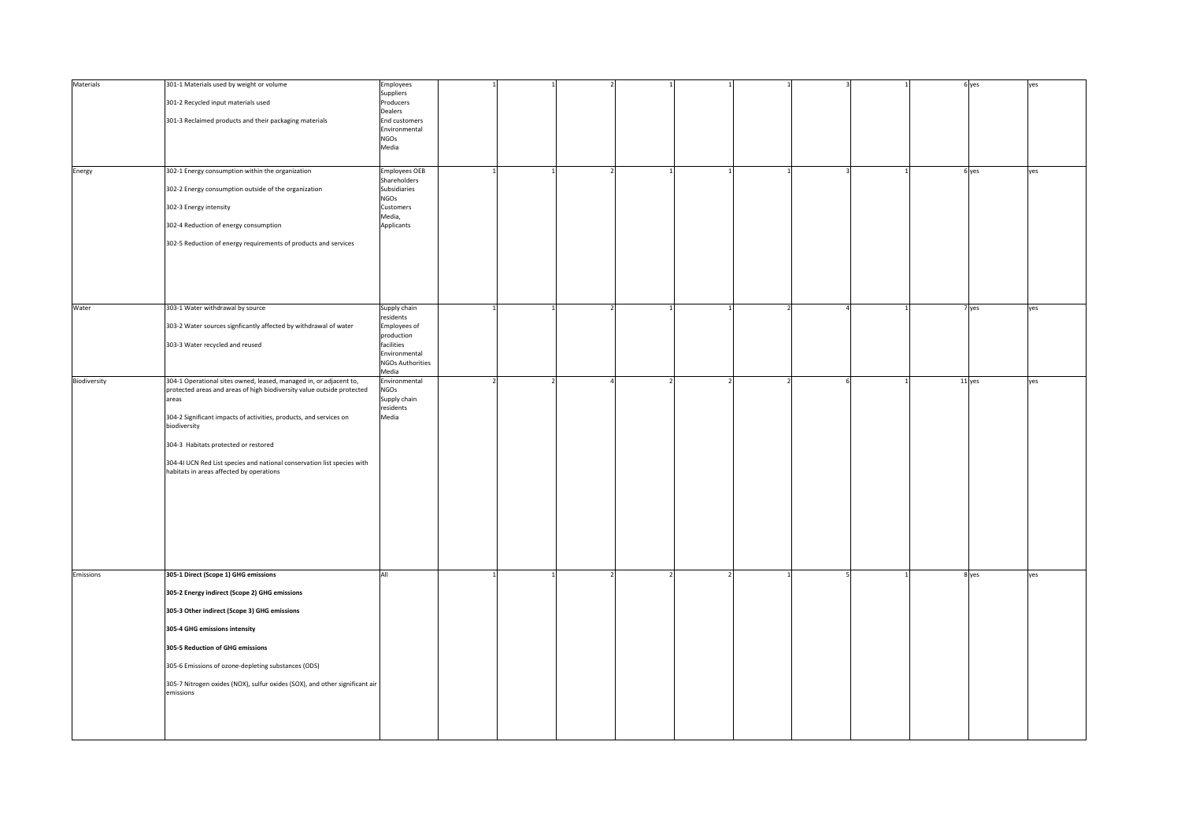| | | | | | | | | | | | | | |
|---|---|---|---|---|---|---|---|---|---|---|---|---|---|
| Materials | 301-1 Materials used by weight or volume<br><br>301-2 Recycled input materials used<br><br>301-3 Reclaimed products and their packaging materials | Employees<br>Suppliers<br>Producers<br>Dealers<br>End customers<br>Environmental<br>NGOs<br>Media | 1 | 1 | 2 | 1 | 1 | 1 | 3 | 1 | 6 | yes | yes |
| Energy | 302-1 Energy consumption within the organization<br><br>302-2 Energy consumption outside of the organization<br><br>302-3 Energy intensity<br><br>302-4 Reduction of energy consumption<br><br>302-5 Reduction of energy requirements of products and services | Employees OEB<br>Shareholders<br>Subsidiaries<br>NGOs<br>Customers<br>Media,<br>Applicants | 1 | 1 | 2 | 1 | 1 | 1 | 3 | 1 | 6 | yes | yes |
| Water | 303-1 Water withdrawal by source<br><br>303-2 Water sources signficantly affected by withdrawal of water<br><br>303-3 Water recycled and reused | Supply chain residents<br>Employees of production facilities<br>Environmental<br>NGOs Authorities<br>Media | 1 | 1 | 2 | 1 | 1 | 2 | 4 | 1 | 7 | yes | yes |
| Biodiversity | 304-1 Operational sites owned, leased, managed in, or adjacent to, protected areas and areas of high biodiversity value outside protected areas<br><br>304-2 Significant impacts of activities, products, and services on biodiversity<br><br>304-3 Habitats protected or restored<br><br>304-4I UCN Red List species and national conservation list species with habitats in areas affected by operations | Environmental<br>NGOs<br>Supply chain residents<br>Media | 2 | 2 | 4 | 2 | 2 | 2 | 6 | 1 | 11 | yes | yes |
| Emissions | **305-1 Direct (Scope 1) GHG emissions**<br><br>**305-2 Energy indirect (Scope 2) GHG emissions**<br><br>**305-3 Other indirect (Scope 3) GHG emissions**<br><br>**305-4 GHG emissions intensity**<br><br>**305-5 Reduction of GHG emissions**<br><br>305-6 Emissions of ozone-depleting substances (ODS)<br><br>305-7 Nitrogen oxides (NOX), sulfur oxides (SOX), and other significant air emissions | All | 1 | 1 | 2 | 2 | 2 | 1 | 5 | 1 | 8 | yes | yes |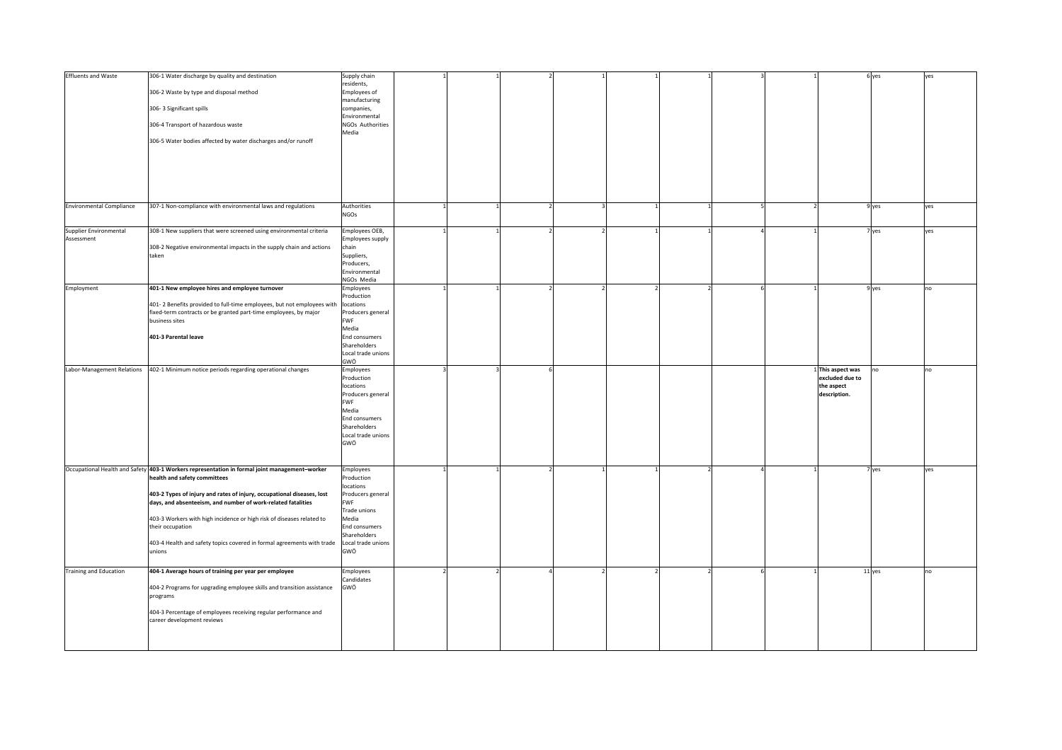| | | | | | | | | | | | | | |
|---|---|---|---|---|---|---|---|---|---|---|---|---|---|
| Effluents and Waste | 306-1 Water discharge by quality and destination<br><br>306-2 Waste by type and disposal method<br><br>306- 3 Significant spills<br><br>306-4 Transport of hazardous waste<br><br>306-5 Water bodies affected by water discharges and/or runoff | Supply chain residents, Employees of manufacturing companies, Environmental NGOs Authorities Media | 1 | 1 | 2 | 1 | 1 | 1 | 3 | 1 | 6 | yes | yes |
| Environmental Compliance | 307-1 Non-compliance with environmental laws and regulations | Authorities NGOs | 1 | 1 | 2 | 3 | 1 | 1 | 5 | 2 | 9 | yes | yes |
| Supplier Environmental Assessment | 308-1 New suppliers that were screened using environmental criteria<br><br>308-2 Negative environmental impacts in the supply chain and actions taken | Employees OEB, Employees supply chain Suppliers, Producers, Environmental NGOs Media | 1 | 1 | 2 | 2 | 1 | 1 | 4 | 1 | 7 | yes | yes |
| Employment | **401-1 New employee hires and employee turnover**<br><br>401- 2 Benefits provided to full-time employees, but not employees with fixed-term contracts or be granted part-time employees, by major business sites<br><br>**401-3 Parental leave** | Employees Production locations Producers general FWF Media End consumers Shareholders Local trade unions GWÖ | 1 | 1 | 2 | 2 | 2 | 2 | 6 | 1 | 9 | yes | no |
| Labor-Management Relations | 402-1 Minimum notice periods regarding operational changes | Employees Production locations Producers general FWF Media End consumers Shareholders Local trade unions GWÖ | 3 | 3 | 6 | | | | | 1 | **This aspect was excluded due to the aspect description.** | no | no |
| Occupational Health and Safety | **403-1 Workers representation in formal joint management–worker health and safety committees**<br><br>**403-2 Types of injury and rates of injury, occupational diseases, lost days, and absenteeism, and number of work-related fatalities**<br><br>403-3 Workers with high incidence or high risk of diseases related to their occupation<br><br>403-4 Health and safety topics covered in formal agreements with trade unions | Employees Production locations Producers general FWF Trade unions Media End consumers Shareholders Local trade unions GWÖ | 1 | 1 | 2 | 1 | 1 | 2 | 4 | 1 | 7 | yes | yes |
| Training and Education | **404-1 Average hours of training per year per employee**<br><br>404-2 Programs for upgrading employee skills and transition assistance programs<br><br>404-3 Percentage of employees receiving regular performance and career development reviews | Employees Candidates GWÖ | 2 | 2 | 4 | 2 | 2 | 2 | 6 | 1 | 11 | yes | no |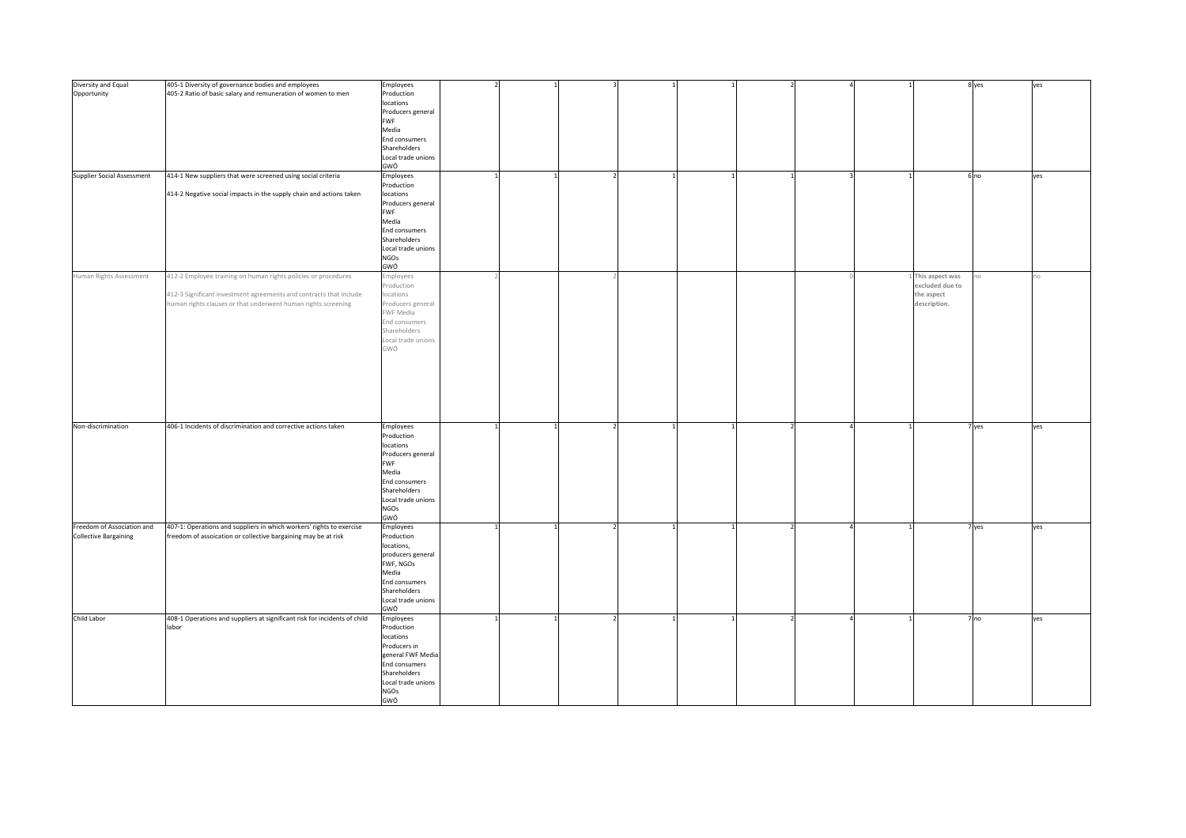| | | | | | | | | | | | | | |
|---|---|---|---|---|---|---|---|---|---|---|---|---|---|
| Diversity and Equal Opportunity | 405-1 Diversity of governance bodies and employees<br>405-2 Ratio of basic salary and remuneration of women to men | Employees<br>Production locations<br>Producers general<br>FWF<br>Media<br>End consumers<br>Shareholders<br>Local trade unions<br>GWÖ | 2 | 1 | 3 | 1 | 1 | 2 | 4 | 1 | 8 | yes | yes |
| Supplier Social Assessment | 414-1 New suppliers that were screened using social criteria<br><br>414-2 Negative social impacts in the supply chain and actions taken | Employees<br>Production locations<br>Producers general<br>FWF<br>Media<br>End consumers<br>Shareholders<br>Local trade unions<br>NGOs<br>GWÖ | 1 | 1 | 2 | 1 | 1 | 1 | 3 | 1 | 6 | no | yes |
| Human Rights Assessment | 412-2 Employee training on human rights policies or procedures<br><br>412-3 Significant investment agreements and contracts that include human rights clauses or that underwent human rights screening | Employees<br>Production locations<br>Producers general<br>FWF Media<br>End consumers<br>Shareholders<br>Local trade unions<br>GWÖ | 2 | | 2 | | | | 0 | 1 | This aspect was excluded due to the aspect description. | no | no |
| Non-discrimination | 406-1 Incidents of discrimination and corrective actions taken | Employees<br>Production locations<br>Producers general<br>FWF<br>Media<br>End consumers<br>Shareholders<br>Local trade unions<br>NGOs<br>GWÖ | 1 | 1 | 2 | 1 | 1 | 2 | 4 | 1 | 7 | yes | yes |
| Freedom of Association and Collective Bargaining | 407-1: Operations and suppliers in which workers' rights to exercise freedom of assoication or collective bargaining may be at risk | Employees<br>Production locations,<br>producers general<br>FWF, NGOs<br>Media<br>End consumers<br>Shareholders<br>Local trade unions<br>GWÖ | 1 | 1 | 2 | 1 | 1 | 2 | 4 | 1 | 7 | yes | yes |
| Child Labor | 408-1 Operations and suppliers at significant risk for incidents of child labor | Employees<br>Production locations<br>Producers in general FWF Media<br>End consumers<br>Shareholders<br>Local trade unions<br>NGOs<br>GWÖ | 1 | 1 | 2 | 1 | 1 | 2 | 4 | 1 | 7 | no | yes |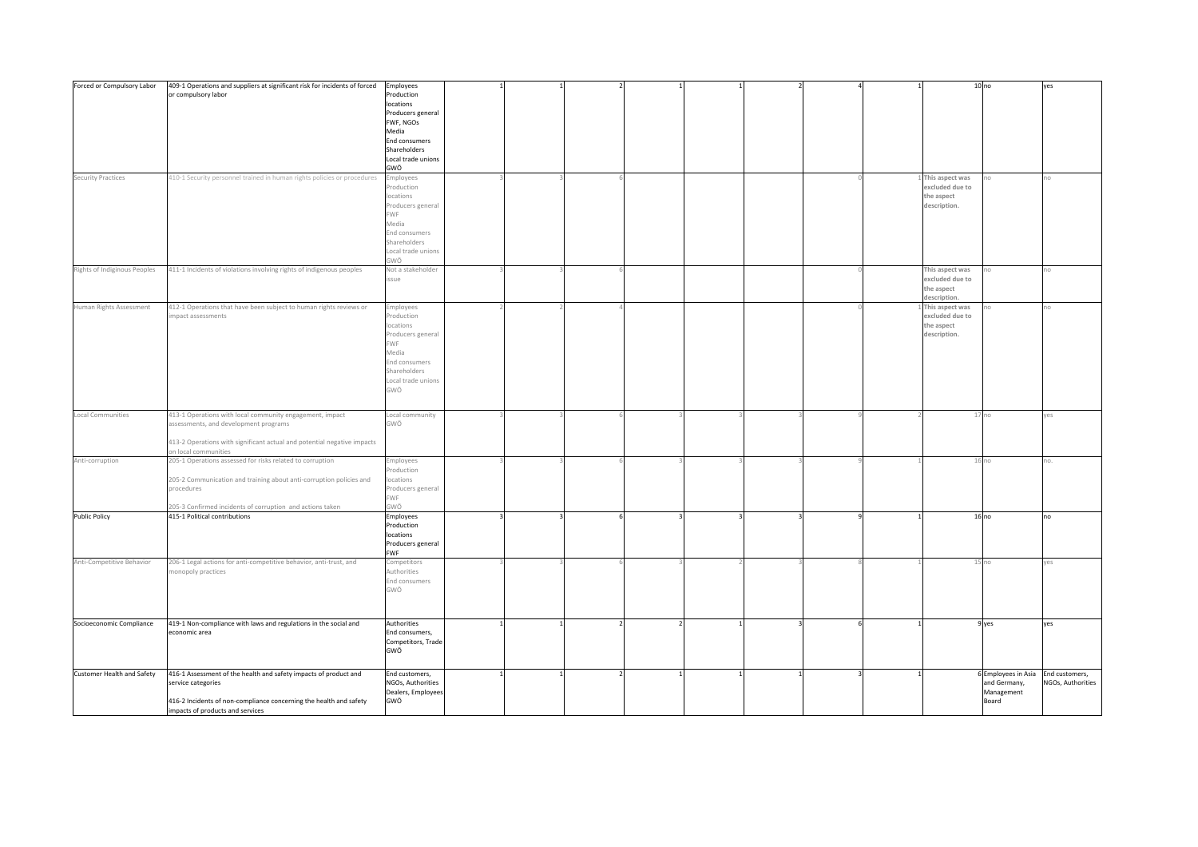| | | | | | | | | | | | | |
|---|---|---|---|---|---|---|---|---|---|---|---|---|---|
| Forced or Compulsory Labor | 409-1 Operations and suppliers at significant risk for incidents of forced or compulsory labor | Employees<br>Production locations<br>Producers general<br>FWF, NGOs<br>Media<br>End consumers<br>Shareholders<br>Local trade unions<br>GWÖ | 1 | 1 | 2 | 1 | 1 | 2 | 4 | 1 | 10 | no | yes |
| Security Practices | 410-1 Security personnel trained in human rights policies or procedures | Employees<br>Production locations<br>Producers general<br>FWF<br>Media<br>End consumers<br>Shareholders<br>Local trade unions<br>GWÖ | 3 | 3 | 6 | | | | 0 | 1 | This aspect was excluded due to the aspect description. | no | no |
| Rights of Indiginous Peoples | 411-1 Incidents of violations involving rights of indigenous peoples | Not a stakeholder issue | 3 | 3 | 6 | | | | 0 | | This aspect was excluded due to the aspect description. | no | no |
| Human Rights Assessment | 412-1 Operations that have been subject to human rights reviews or impact assessments | Employees<br>Production locations<br>Producers general<br>FWF<br>Media<br>End consumers<br>Shareholders<br>Local trade unions<br>GWÖ | 2 | 2 | 4 | | | | 0 | 1 | This aspect was excluded due to the aspect description. | no | no |
| Local Communities | 413-1 Operations with local community engagement, impact assessments, and development programs<br><br>413-2 Operations with significant actual and potential negative impacts on local communities | Local community<br>GWÖ | 3 | 3 | 6 | 3 | 3 | 3 | 9 | 2 | 17 | no | yes |
| Anti-corruption | 205-1 Operations assessed for risks related to corruption<br><br>205-2 Communication and training about anti-corruption policies and procedures<br><br>205-3 Confirmed incidents of corruption and actions taken | Employees<br>Production locations<br>Producers general<br>FWF<br>GWÖ | 3 | 3 | 6 | 3 | 3 | 3 | 9 | 1 | 16 | no | no. |
| Public Policy | 415-1 Political contributions | Employees<br>Production locations<br>Producers general<br>FWF | 3 | 3 | 6 | 3 | 3 | 3 | 9 | 1 | 16 | no | no |
| Anti-Competitive Behavior | 206-1 Legal actions for anti-competitive behavior, anti-trust, and monopoly practices | Competitors<br>Authorities<br>End consumers<br>GWÖ | 3 | 3 | 6 | 3 | 2 | 3 | 8 | 1 | 15 | no | yes |
| Socioeconomic Compliance | 419-1 Non-compliance with laws and regulations in the social and economic area | Authorities<br>End consumers,<br>Competitors, Trade<br>GWÖ | 1 | 1 | 2 | 2 | 1 | 3 | 6 | 1 | 9 | yes | yes |
| Customer Health and Safety | 416-1 Assessment of the health and safety impacts of product and service categories<br><br>416-2 Incidents of non-compliance concerning the health and safety impacts of products and services | End customers,<br>NGOs, Authorities<br>Dealers, Employees<br>GWÖ | 1 | 1 | 2 | 1 | 1 | 1 | 3 | 1 | 6 | Employees in Asia and Germany, Management Board | End customers, NGOs, Authorities |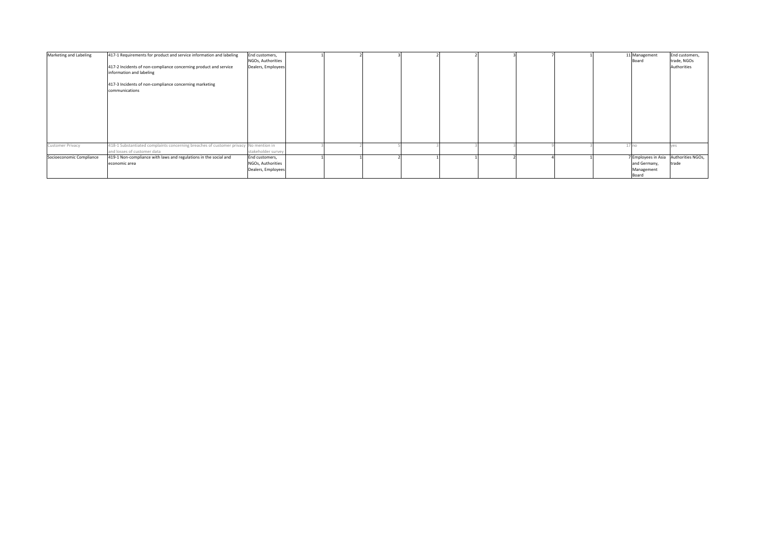| | | | | | | | | | | | | | |
|---|---|---|---|---|---|---|---|---|---|---|---|---|---|
| Marketing and Labeling | 417-1 Requirements for product and service information and labeling<br><br>417-2 Incidents of non-compliance concerning product and service information and labeling<br><br>417-3 Incidents of non-compliance concerning marketing communications | End customers, NGOs, Authorities Dealers, Employees | 1 | 2 | 3 | 2 | 2 | 3 | 7 | 1 | 11 | Management Board | End customers, trade, NGOs Authorities |
| Customer Privacy | 418-1 Substantiated complaints concerning breaches of customer privacy and losses of customer data | No mention in stakeholder survey | 3 | 2 | 5 | 3 | 3 | 3 | 9 | 3 | 17 | no | yes |
| Socioeconomic Compliance | 419-1 Non-compliance with laws and regulations in the social and economic area | End customers, NGOs, Authorities Dealers, Employees | 1 | 1 | 2 | 1 | 1 | 2 | 4 | 1 | 7 | Employees in Asia and Germany, Management Board | Authorities NGOs, trade |